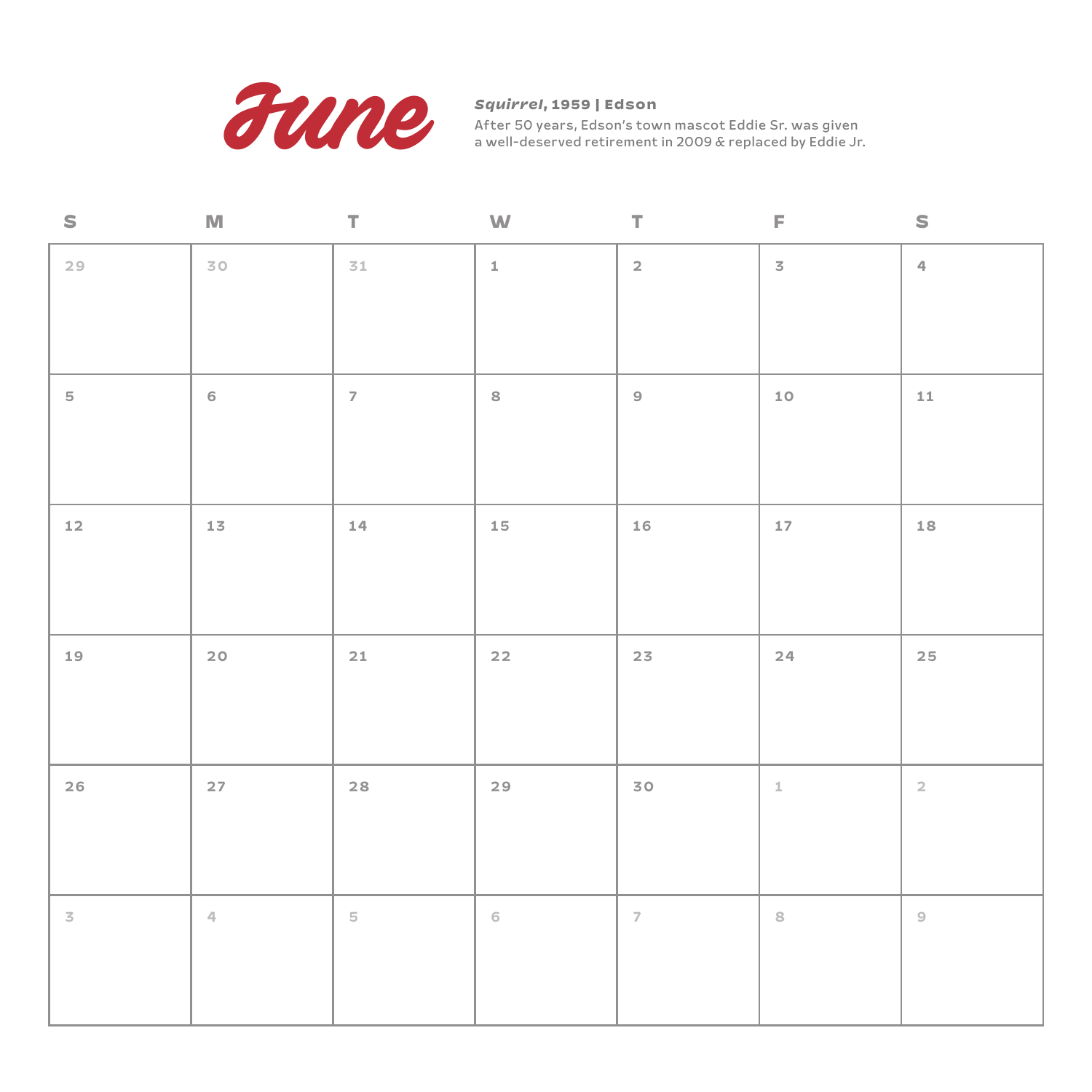# June

***Squirrel*, 1959 | Edson**

After 50 years, Edson's town mascot Eddie Sr. was given a well-deserved retirement in 2009 & replaced by Eddie Jr.

| S | M | T | W | T | F | S |
|---|---|---|---|---|---|---|
| 29 | 30 | 31 | 1 | 2 | 3 | 4 |
| 5 | 6 | 7 | 8 | 9 | 10 | 11 |
| 12 | 13 | 14 | 15 | 16 | 17 | 18 |
| 19 | 20 | 21 | 22 | 23 | 24 | 25 |
| 26 | 27 | 28 | 29 | 30 | 1 | 2 |
| 3 | 4 | 5 | 6 | 7 | 8 | 9 |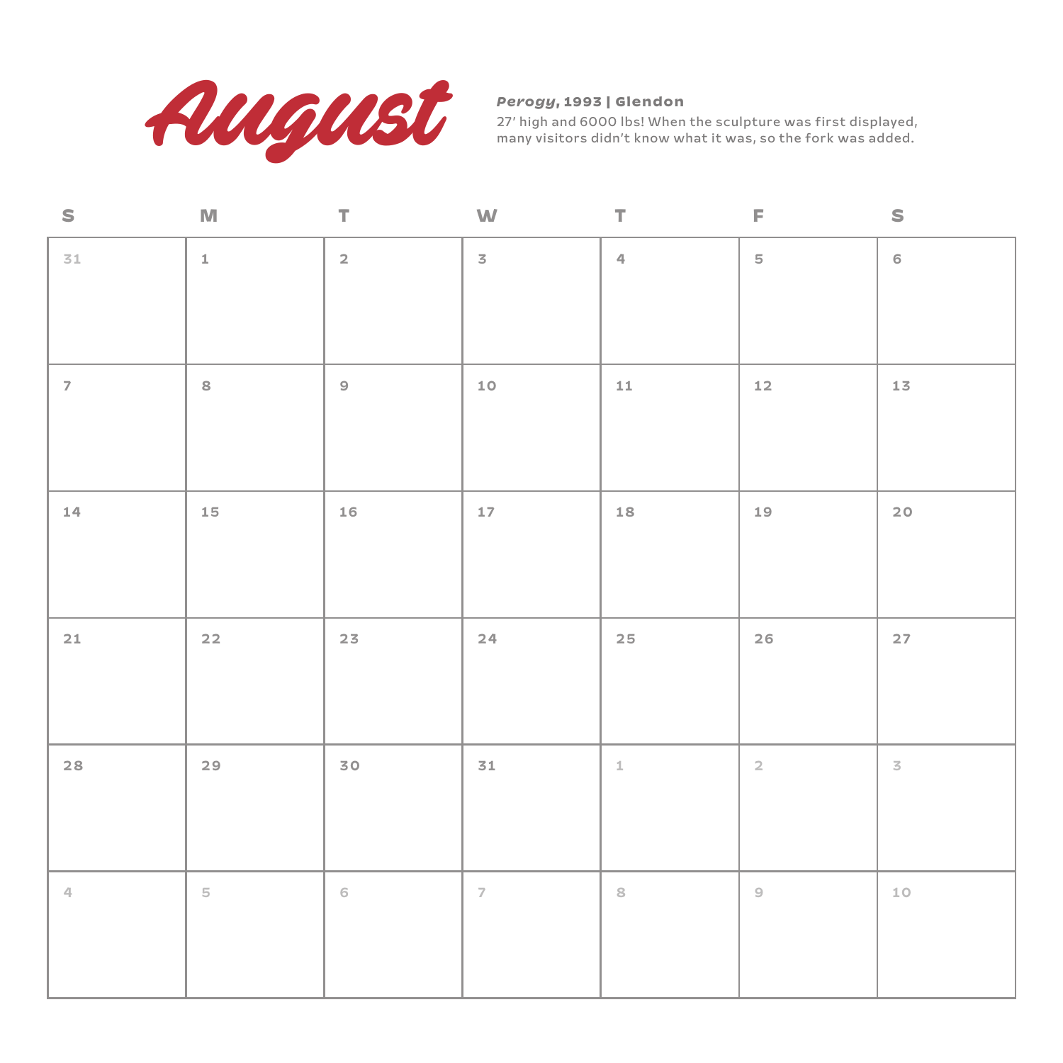# August

***Perogy*, 1993 | Glendon**

27' high and 6000 lbs! When the sculpture was first displayed, many visitors didn't know what it was, so the fork was added.

| S | M | T | W | T | F | S |
|---|---|---|---|---|---|---|
| 31 | 1 | 2 | 3 | 4 | 5 | 6 |
| 7 | 8 | 9 | 10 | 11 | 12 | 13 |
| 14 | 15 | 16 | 17 | 18 | 19 | 20 |
| 21 | 22 | 23 | 24 | 25 | 26 | 27 |
| 28 | 29 | 30 | 31 | 1 | 2 | 3 |
| 4 | 5 | 6 | 7 | 8 | 9 | 10 |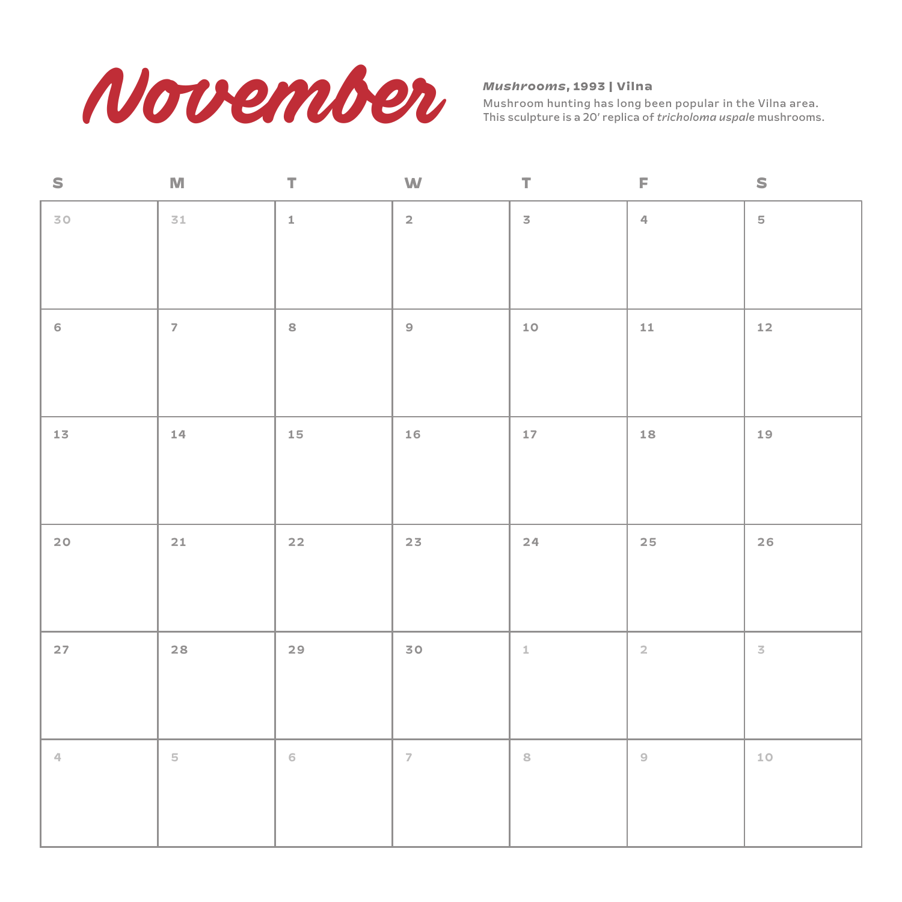# November

***Mushrooms*, 1993 | Vilna**

Mushroom hunting has long been popular in the Vilna area. This sculpture is a 20′ replica of *tricholoma uspale* mushrooms.

| S | M | T | W | T | F | S |
|---|---|---|---|---|---|---|
| 30 | 31 | 1 | 2 | 3 | 4 | 5 |
| 6 | 7 | 8 | 9 | 10 | 11 | 12 |
| 13 | 14 | 15 | 16 | 17 | 18 | 19 |
| 20 | 21 | 22 | 23 | 24 | 25 | 26 |
| 27 | 28 | 29 | 30 | 1 | 2 | 3 |
| 4 | 5 | 6 | 7 | 8 | 9 | 10 |